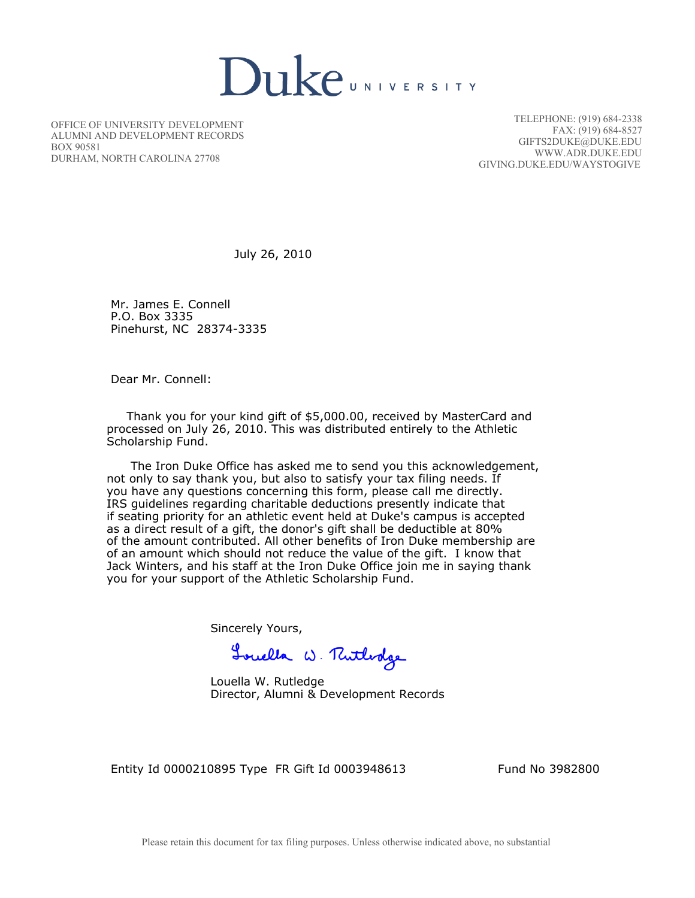# Duke UNIVERSITY

OFFICE OF UNIVERSITY DEVELOPMENT
ALUMNI AND DEVELOPMENT RECORDS
BOX 90581
DURHAM, NORTH CAROLINA 27708

TELEPHONE: (919) 684-2338
FAX: (919) 684-8527
GIFTS2DUKE@DUKE.EDU
WWW.ADR.DUKE.EDU
GIVING.DUKE.EDU/WAYSTOGIVE

July 26, 2010

Mr. James E. Connell
P.O. Box 3335
Pinehurst, NC 28374-3335

Dear Mr. Connell:

Thank you for your kind gift of $5,000.00, received by MasterCard and processed on July 26, 2010. This was distributed entirely to the Athletic Scholarship Fund.

The Iron Duke Office has asked me to send you this acknowledgement, not only to say thank you, but also to satisfy your tax filing needs. If you have any questions concerning this form, please call me directly. IRS guidelines regarding charitable deductions presently indicate that if seating priority for an athletic event held at Duke's campus is accepted as a direct result of a gift, the donor's gift shall be deductible at 80% of the amount contributed. All other benefits of Iron Duke membership are of an amount which should not reduce the value of the gift. I know that Jack Winters, and his staff at the Iron Duke Office join me in saying thank you for your support of the Athletic Scholarship Fund.

Sincerely Yours,

Louella W. Rutledge

Louella W. Rutledge
Director, Alumni & Development Records

Entity Id 0000210895 Type FR Gift Id 0003948613 Fund No 3982800

Please retain this document for tax filing purposes. Unless otherwise indicated above, no substantial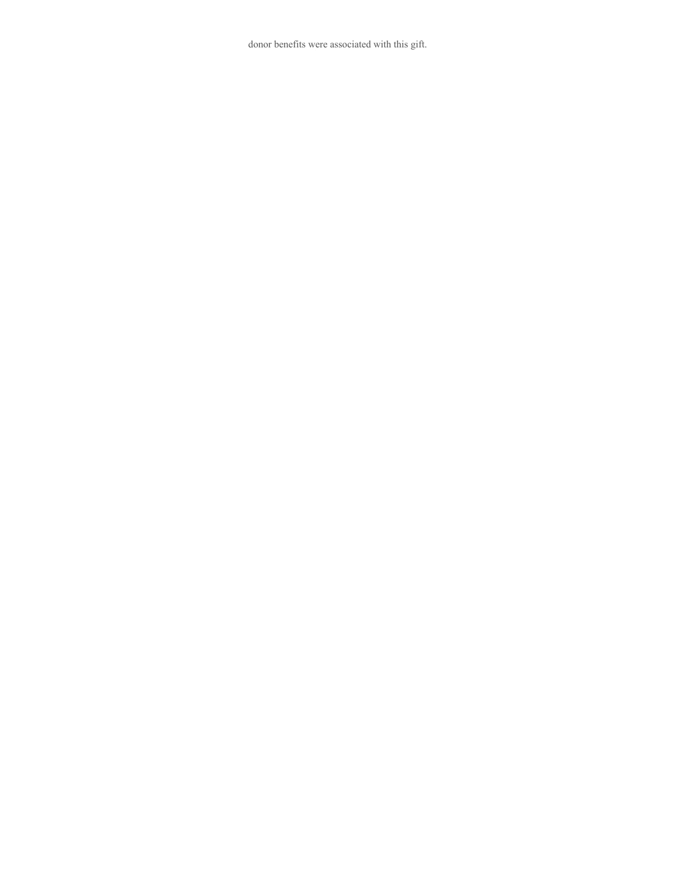donor benefits were associated with this gift.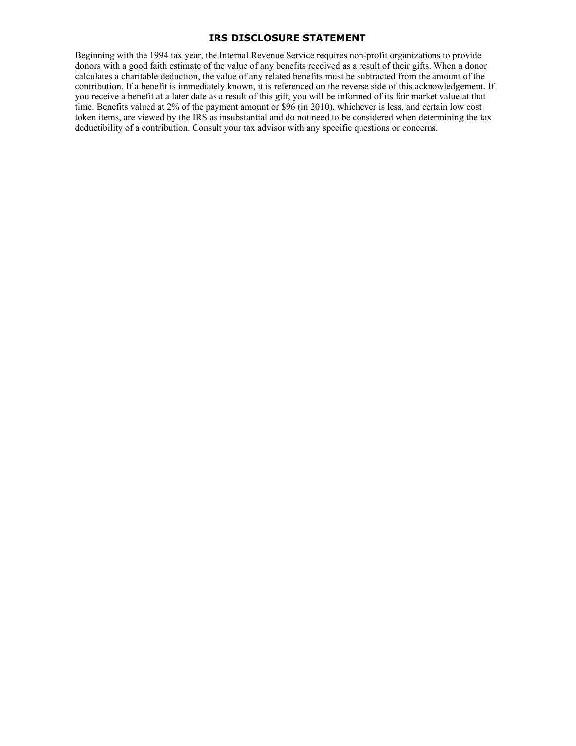## IRS DISCLOSURE STATEMENT

Beginning with the 1994 tax year, the Internal Revenue Service requires non-profit organizations to provide donors with a good faith estimate of the value of any benefits received as a result of their gifts. When a donor calculates a charitable deduction, the value of any related benefits must be subtracted from the amount of the contribution. If a benefit is immediately known, it is referenced on the reverse side of this acknowledgement. If you receive a benefit at a later date as a result of this gift, you will be informed of its fair market value at that time. Benefits valued at 2% of the payment amount or $96 (in 2010), whichever is less, and certain low cost token items, are viewed by the IRS as insubstantial and do not need to be considered when determining the tax deductibility of a contribution. Consult your tax advisor with any specific questions or concerns.